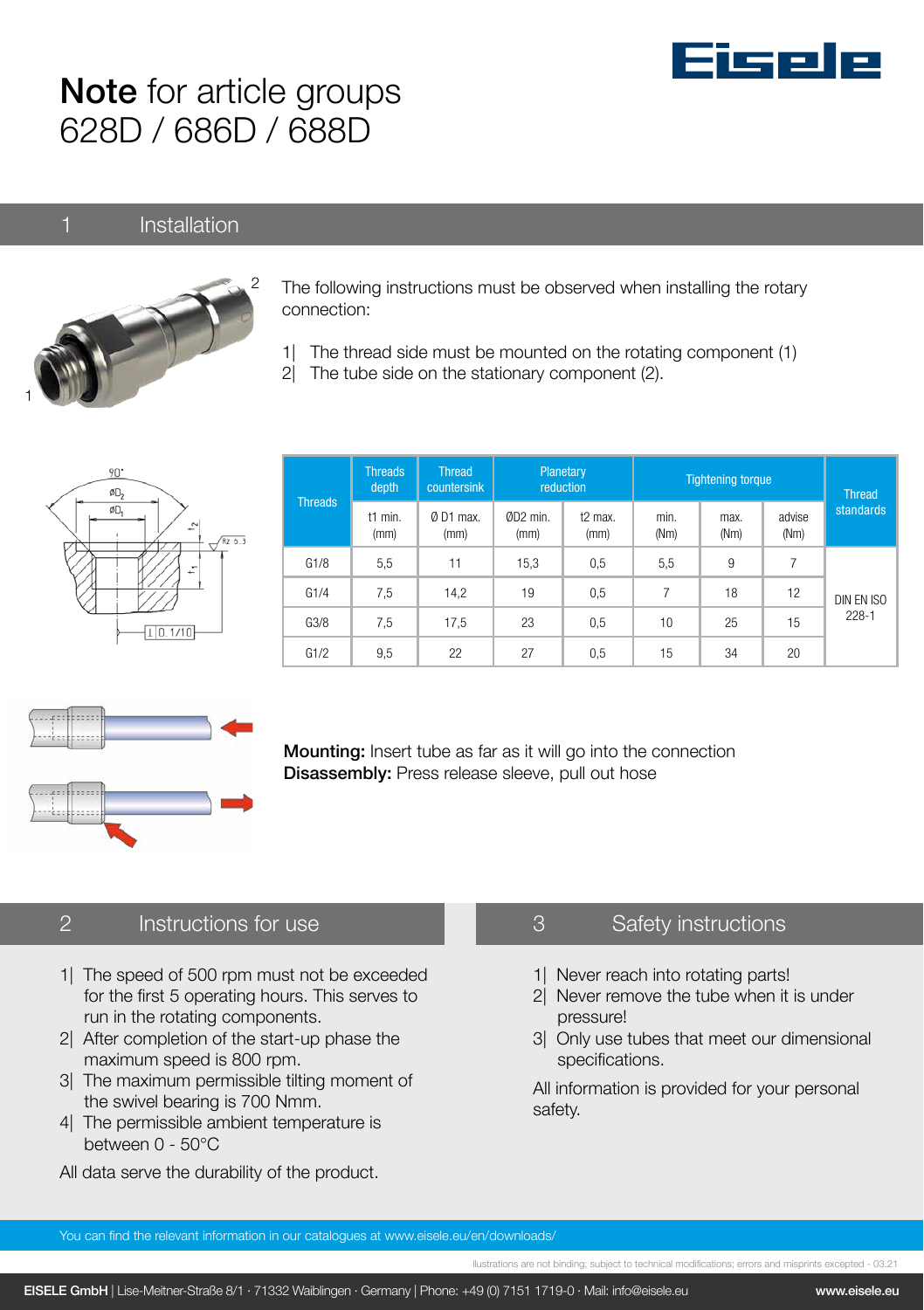# **Note** for article groups 628D / 686D / 688D

## 1 Installation

The following instructions must be observed when installing the rotary connection:

1| The thread side must be mounted on the rotating component (1)
2| The tube side on the stationary component (2).

| Threads | Threads depth | Thread countersink | Planetary reduction | | Tightening torque | | | Thread standards |
|---|---|---|---|---|---|---|---|---|
| | t1 min. (mm) | Ø D1 max. (mm) | ØD2 min. (mm) | t2 max. (mm) | min. (Nm) | max. (Nm) | advise (Nm) | |
| G1/8 | 5,5 | 11 | 15,3 | 0,5 | 5,5 | 9 | 7 | DIN EN ISO 228-1 |
| G1/4 | 7,5 | 14,2 | 19 | 0,5 | 7 | 18 | 12 | |
| G3/8 | 7,5 | 17,5 | 23 | 0,5 | 10 | 25 | 15 | |
| G1/2 | 9,5 | 22 | 27 | 0,5 | 15 | 34 | 20 | |

**Mounting:** Insert tube as far as it will go into the connection
**Disassembly:** Press release sleeve, pull out hose

## 2 Instructions for use

1| The speed of 500 rpm must not be exceeded for the first 5 operating hours. This serves to run in the rotating components.
2| After completion of the start-up phase the maximum speed is 800 rpm.
3| The maximum permissible tilting moment of the swivel bearing is 700 Nmm.
4| The permissible ambient temperature is between 0 - 50°C

All data serve the durability of the product.

## 3 Safety instructions

1| Never reach into rotating parts!
2| Never remove the tube when it is under pressure!
3| Only use tubes that meet our dimensional specifications.

All information is provided for your personal safety.

You can find the relevant information in our catalogues at www.eisele.eu/en/downloads/

llustrations are not binding; subject to technical modifications; errors and misprints excepted - 03.21

**EISELE GmbH** | Lise-Meitner-Straße 8/1 · 71332 Waiblingen · Germany | Phone: +49 (0) 7151 1719-0 · Mail: info@eisele.eu **www.eisele.eu**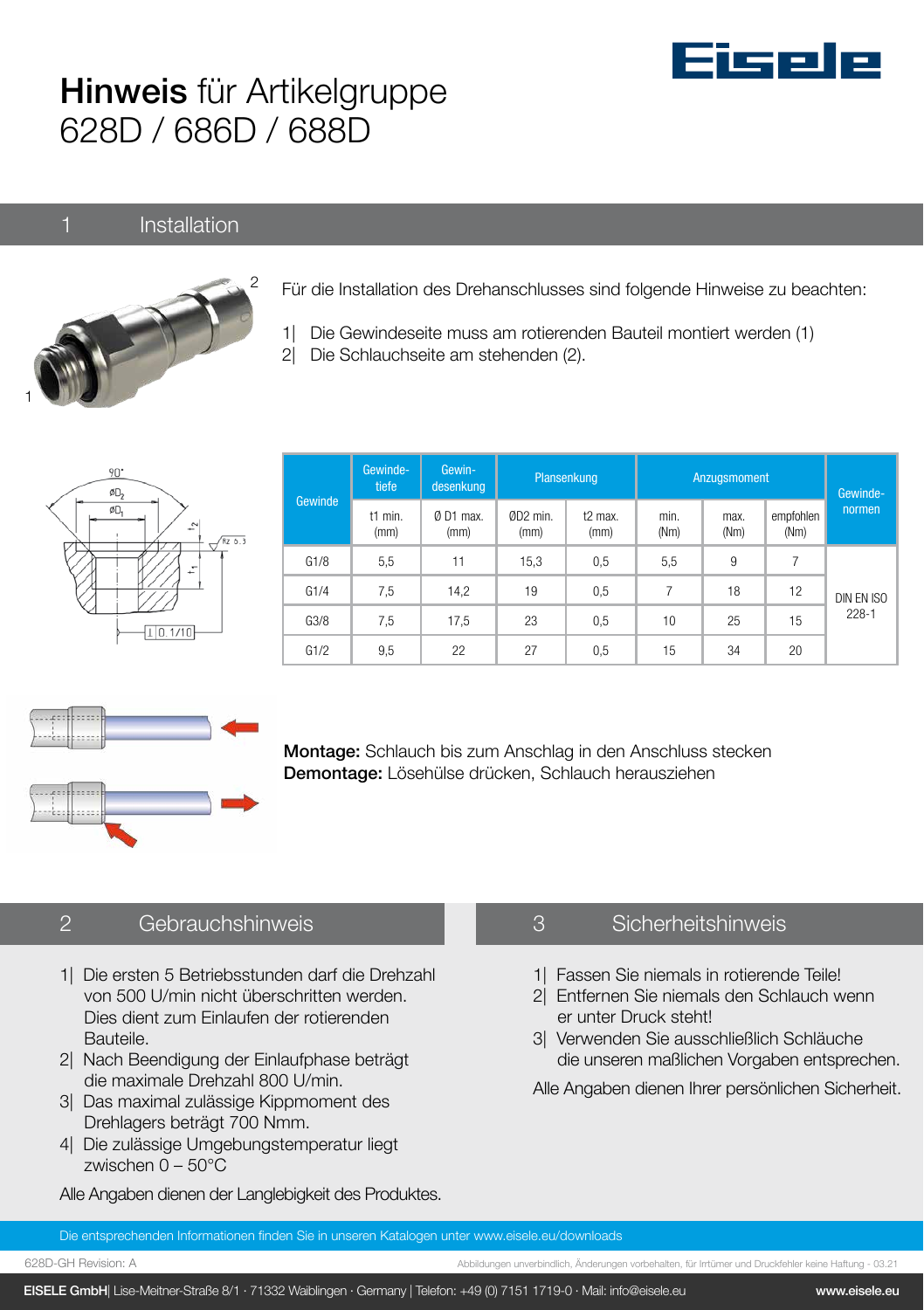# **Hinweis** für Artikelgruppe 628D / 686D / 688D

## 1 Installation

Für die Installation des Drehanschlusses sind folgende Hinweise zu beachten:

1| Die Gewindeseite muss am rotierenden Bauteil montiert werden (1)
2| Die Schlauchseite am stehenden (2).

| Gewinde | Gewinde-tiefe | Gewin-desenkung | Plansenkung | | Anzugsmoment | | | Gewinde-normen |
|---|---|---|---|---|---|---|---|---|
| | t1 min. (mm) | Ø D1 max. (mm) | ØD2 min. (mm) | t2 max. (mm) | min. (Nm) | max. (Nm) | empfohlen (Nm) | |
| G1/8 | 5,5 | 11 | 15,3 | 0,5 | 5,5 | 9 | 7 | DIN EN ISO 228-1 |
| G1/4 | 7,5 | 14,2 | 19 | 0,5 | 7 | 18 | 12 | |
| G3/8 | 7,5 | 17,5 | 23 | 0,5 | 10 | 25 | 15 | |
| G1/2 | 9,5 | 22 | 27 | 0,5 | 15 | 34 | 20 | |

**Montage:** Schlauch bis zum Anschlag in den Anschluss stecken
**Demontage:** Lösehülse drücken, Schlauch herausziehen

## 2 Gebrauchshinweis

1| Die ersten 5 Betriebsstunden darf die Drehzahl von 500 U/min nicht überschritten werden. Dies dient zum Einlaufen der rotierenden Bauteile.
2| Nach Beendigung der Einlaufphase beträgt die maximale Drehzahl 800 U/min.
3| Das maximal zulässige Kippmoment des Drehlagers beträgt 700 Nmm.
4| Die zulässige Umgebungstemperatur liegt zwischen 0 – 50°C

Alle Angaben dienen der Langlebigkeit des Produktes.

## 3 Sicherheitshinweis

1| Fassen Sie niemals in rotierende Teile!
2| Entfernen Sie niemals den Schlauch wenn er unter Druck steht!
3| Verwenden Sie ausschließlich Schläuche die unseren maßlichen Vorgaben entsprechen.

Alle Angaben dienen Ihrer persönlichen Sicherheit.

Die entsprechenden Informationen finden Sie in unseren Katalogen unter www.eisele.eu/downloads

628D-GH Revision: A

Abbildungen unverbindlich, Änderungen vorbehalten, für Irrtümer und Druckfehler keine Haftung - 03.21

**EISELE GmbH**| Lise-Meitner-Straße 8/1 · 71332 Waiblingen · Germany | Telefon: +49 (0) 7151 1719-0 · Mail: info@eisele.eu **www.eisele.eu**